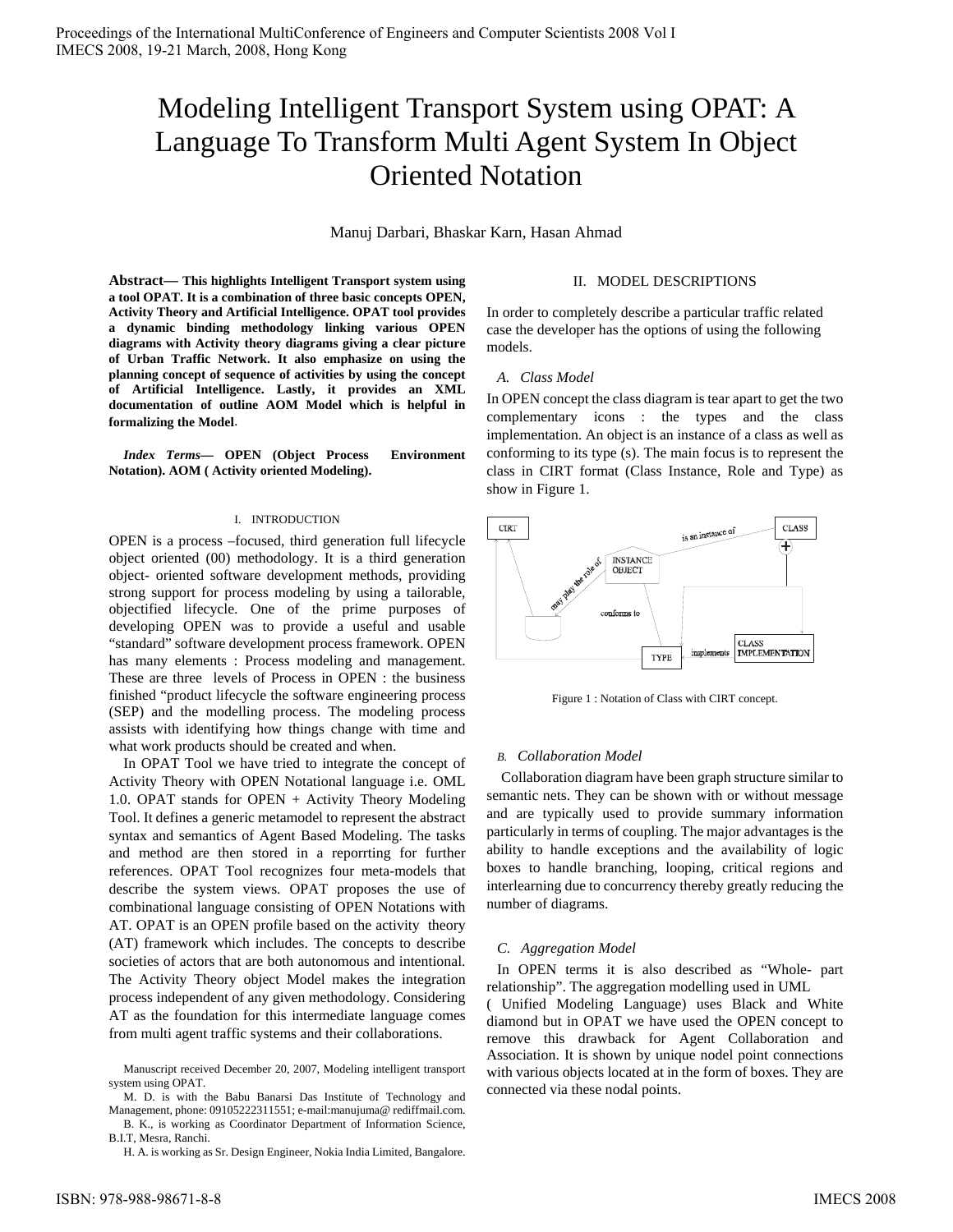# Modeling Intelligent Transport System using OPAT: A Language To Transform Multi Agent System In Object Oriented Notation

Manuj Darbari, Bhaskar Karn, Hasan Ahmad

**Abstract— This highlights Intelligent Transport system using a tool OPAT. It is a combination of three basic concepts OPEN, Activity Theory and Artificial Intelligence. OPAT tool provides a dynamic binding methodology linking various OPEN diagrams with Activity theory diagrams giving a clear picture of Urban Traffic Network. It also emphasize on using the planning concept of sequence of activities by using the concept of Artificial Intelligence. Lastly, it provides an XML documentation of outline AOM Model which is helpful in formalizing the Model**.

***Index Terms*— OPEN (Object Process Environment Notation). AOM ( Activity oriented Modeling).**

## I. Introduction

OPEN is a process –focused, third generation full lifecycle object oriented (00) methodology. It is a third generation object- oriented software development methods, providing strong support for process modeling by using a tailorable, objectified lifecycle. One of the prime purposes of developing OPEN was to provide a useful and usable "standard" software development process framework. OPEN has many elements : Process modeling and management. These are three levels of Process in OPEN : the business finished "product lifecycle the software engineering process (SEP) and the modelling process. The modeling process assists with identifying how things change with time and what work products should be created and when.

In OPAT Tool we have tried to integrate the concept of Activity Theory with OPEN Notational language i.e. OML 1.0. OPAT stands for OPEN + Activity Theory Modeling Tool. It defines a generic metamodel to represent the abstract syntax and semantics of Agent Based Modeling. The tasks and method are then stored in a reporrting for further references. OPAT Tool recognizes four meta-models that describe the system views. OPAT proposes the use of combinational language consisting of OPEN Notations with AT. OPAT is an OPEN profile based on the activity theory (AT) framework which includes. The concepts to describe societies of actors that are both autonomous and intentional. The Activity Theory object Model makes the integration process independent of any given methodology. Considering AT as the foundation for this intermediate language comes from multi agent traffic systems and their collaborations.

Manuscript received December 20, 2007, Modeling intelligent transport system using OPAT.

M. D. is with the Babu Banarsi Das Institute of Technology and Management, phone: 09105222311551; e-mail:manujuma@ rediffmail.com.

B. K., is working as Coordinator Department of Information Science, B.I.T, Mesra, Ranchi.

H. A. is working as Sr. Design Engineer, Nokia India Limited, Bangalore.

## II. Model Descriptions

In order to completely describe a particular traffic related case the developer has the options of using the following models.

### *A. Class Model*

In OPEN concept the class diagram is tear apart to get the two complementary icons : the types and the class implementation. An object is an instance of a class as well as conforming to its type (s). The main focus is to represent the class in CIRT format (Class Instance, Role and Type) as show in Figure 1.

Figure 1 : Notation of Class with CIRT concept.

### *B. Collaboration Model*

Collaboration diagram have been graph structure similar to semantic nets. They can be shown with or without message and are typically used to provide summary information particularly in terms of coupling. The major advantages is the ability to handle exceptions and the availability of logic boxes to handle branching, looping, critical regions and interlearning due to concurrency thereby greatly reducing the number of diagrams.

### *C. Aggregation Model*

In OPEN terms it is also described as "Whole- part relationship". The aggregation modelling used in UML ( Unified Modeling Language) uses Black and White diamond but in OPAT we have used the OPEN concept to remove this drawback for Agent Collaboration and Association. It is shown by unique nodel point connections with various objects located at in the form of boxes. They are connected via these nodal points.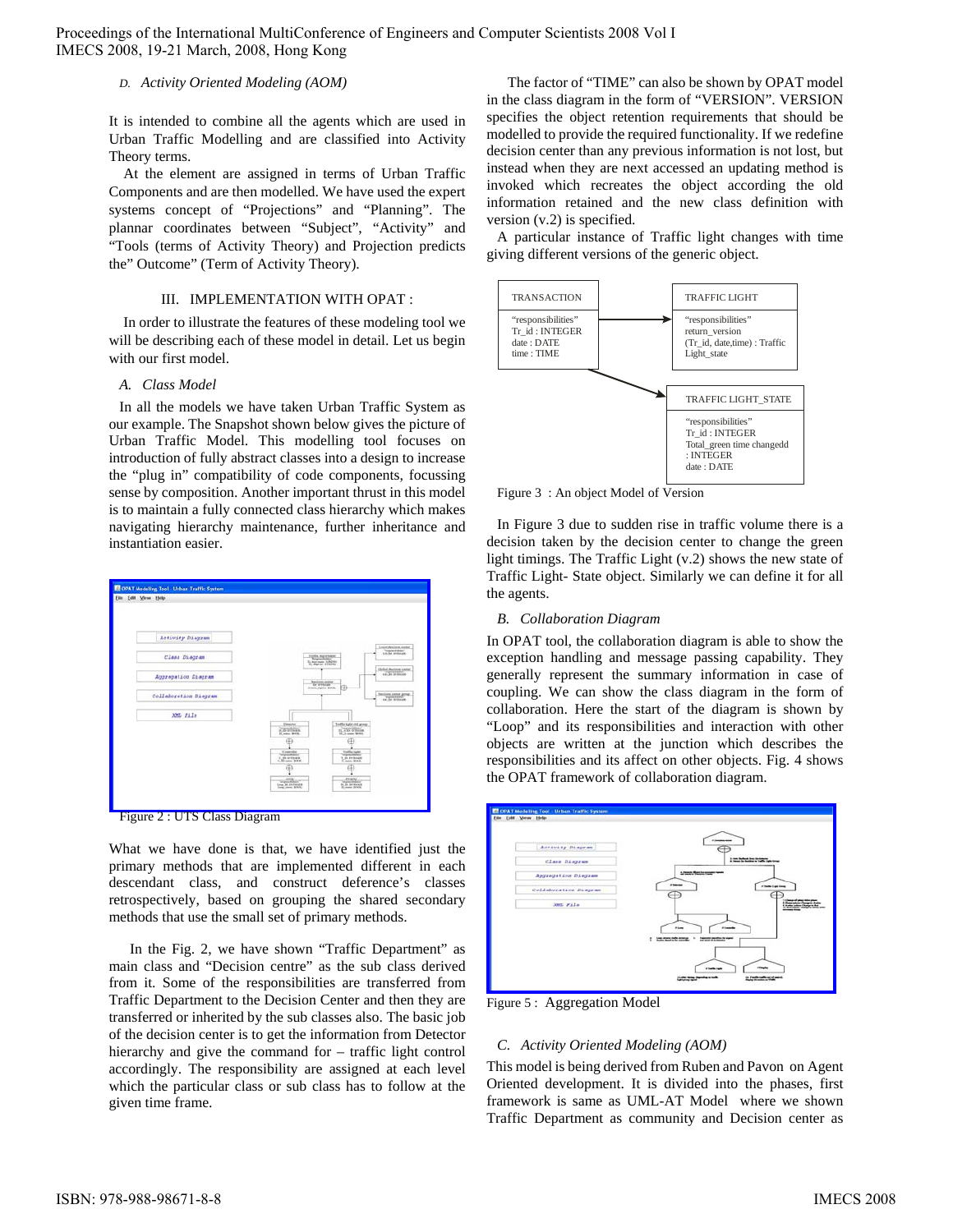### D. *Activity Oriented Modeling (AOM)*

It is intended to combine all the agents which are used in Urban Traffic Modelling and are classified into Activity Theory terms.

At the element are assigned in terms of Urban Traffic Components and are then modelled. We have used the expert systems concept of "Projections" and "Planning". The plannar coordinates between "Subject", "Activity" and "Tools (terms of Activity Theory) and Projection predicts the" Outcome" (Term of Activity Theory).

## III. IMPLEMENTATION WITH OPAT :

In order to illustrate the features of these modeling tool we will be describing each of these model in detail. Let us begin with our first model.

### A. *Class Model*

In all the models we have taken Urban Traffic System as our example. The Snapshot shown below gives the picture of Urban Traffic Model. This modelling tool focuses on introduction of fully abstract classes into a design to increase the "plug in" compatibility of code components, focussing sense by composition. Another important thrust in this model is to maintain a fully connected class hierarchy which makes navigating hierarchy maintenance, further inheritance and instantiation easier.

Figure 2 : UTS Class Diagram

What we have done is that, we have identified just the primary methods that are implemented different in each descendant class, and construct deference's classes retrospectively, based on grouping the shared secondary methods that use the small set of primary methods.

In the Fig. 2, we have shown "Traffic Department" as main class and "Decision centre" as the sub class derived from it. Some of the responsibilities are transferred from Traffic Department to the Decision Center and then they are transferred or inherited by the sub classes also. The basic job of the decision center is to get the information from Detector hierarchy and give the command for – traffic light control accordingly. The responsibility are assigned at each level which the particular class or sub class has to follow at the given time frame.

The factor of "TIME" can also be shown by OPAT model in the class diagram in the form of "VERSION". VERSION specifies the object retention requirements that should be modelled to provide the required functionality. If we redefine decision center than any previous information is not lost, but instead when they are next accessed an updating method is invoked which recreates the object according the old information retained and the new class definition with version (v.2) is specified.

A particular instance of Traffic light changes with time giving different versions of the generic object.

TRANSACTION
"responsibilities"
Tr_id : INTEGER
date : DATE
time : TIME

TRAFFIC LIGHT
"responsibilities"
return_version
(Tr_id, date,time) : Traffic Light_state

TRAFFIC LIGHT_STATE
"responsibilities"
Tr_id : INTEGER
Total_green time changedd : INTEGER
date : DATE

Figure 3 : An object Model of Version

In Figure 3 due to sudden rise in traffic volume there is a decision taken by the decision center to change the green light timings. The Traffic Light (v.2) shows the new state of Traffic Light- State object. Similarly we can define it for all the agents.

### B. *Collaboration Diagram*

In OPAT tool, the collaboration diagram is able to show the exception handling and message passing capability. They generally represent the summary information in case of coupling. We can show the class diagram in the form of collaboration. Here the start of the diagram is shown by "Loop" and its responsibilities and interaction with other objects are written at the junction which describes the responsibilities and its affect on other objects. Fig. 4 shows the OPAT framework of collaboration diagram.

Figure 5 : Aggregation Model

### C. *Activity Oriented Modeling (AOM)*

This model is being derived from Ruben and Pavon on Agent Oriented development. It is divided into the phases, first framework is same as UML-AT Model where we shown Traffic Department as community and Decision center as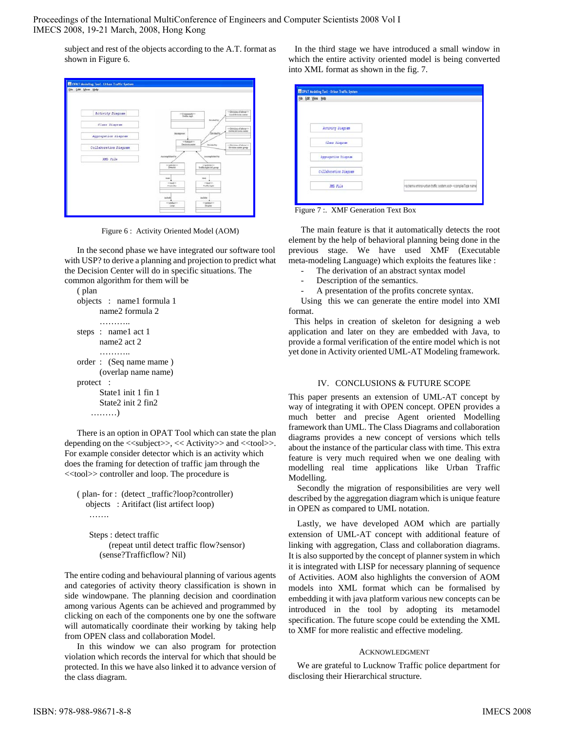subject and rest of the objects according to the A.T. format as shown in Figure 6.

Figure 6 : Activity Oriented Model (AOM)

In the second phase we have integrated our software tool with USP? to derive a planning and projection to predict what the Decision Center will do in specific situations. The common algorithm for them will be

```
( plan
objects  :  name1 formula 1
            name2 formula 2
            ………..
steps  :  name1 act 1
          name2 act 2
          ………..
order  :  (Seq name mame )
          (overlap name name)
protect  :
          State1 init 1 fin 1
          State2 init 2 fin2
     ………)
```

There is an option in OPAT Tool which can state the plan depending on the <<subject>>, << Activity>> and <<tool>>. For example consider detector which is an activity which does the framing for detection of traffic jam through the <<tool>> controller and loop. The procedure is

```
( plan- for :  (detect _traffic?loop?controller)
   objects   : Aritifact (list artifact loop)
   …….

   Steps : detect traffic
         (repeat until detect traffic flow?sensor)
      (sense?Trafficflow? Nil)
```

The entire coding and behavioural planning of various agents and categories of activity theory classification is shown in side windowpane. The planning decision and coordination among various Agents can be achieved and programmed by clicking on each of the components one by one the software will automatically coordinate their working by taking help from OPEN class and collaboration Model.

In this window we can also program for protection violation which records the interval for which that should be protected. In this we have also linked it to advance version of the class diagram.

In the third stage we have introduced a small window in which the entire activity oriented model is being converted into XML format as shown in the fig. 7.

Figure 7 :. XMF Generation Text Box

The main feature is that it automatically detects the root element by the help of behavioral planning being done in the previous stage. We have used XMF (Executable meta-modeling Language) which exploits the features like :

- The derivation of an abstract syntax model
- Description of the semantics.
- A presentation of the profits concrete syntax.

Using this we can generate the entire model into XMI format.

This helps in creation of skeleton for designing a web application and later on they are embedded with Java, to provide a formal verification of the entire model which is not yet done in Activity oriented UML-AT Modeling framework.

## IV. CONCLUSIONS & FUTURE SCOPE

This paper presents an extension of UML-AT concept by way of integrating it with OPEN concept. OPEN provides a much better and precise Agent oriented Modelling framework than UML. The Class Diagrams and collaboration diagrams provides a new concept of versions which tells about the instance of the particular class with time. This extra feature is very much required when we one dealing with modelling real time applications like Urban Traffic Modelling.

Secondly the migration of responsibilities are very well described by the aggregation diagram which is unique feature in OPEN as compared to UML notation.

Lastly, we have developed AOM which are partially extension of UML-AT concept with additional feature of linking with aggregation, Class and collaboration diagrams. It is also supported by the concept of planner system in which it is integrated with LISP for necessary planning of sequence of Activities. AOM also highlights the conversion of AOM models into XML format which can be formalised by embedding it with java platform various new concepts can be introduced in the tool by adopting its metamodel specification. The future scope could be extending the XML to XMF for more realistic and effective modeling.

## ACKNOWLEDGMENT

We are grateful to Lucknow Traffic police department for disclosing their Hierarchical structure.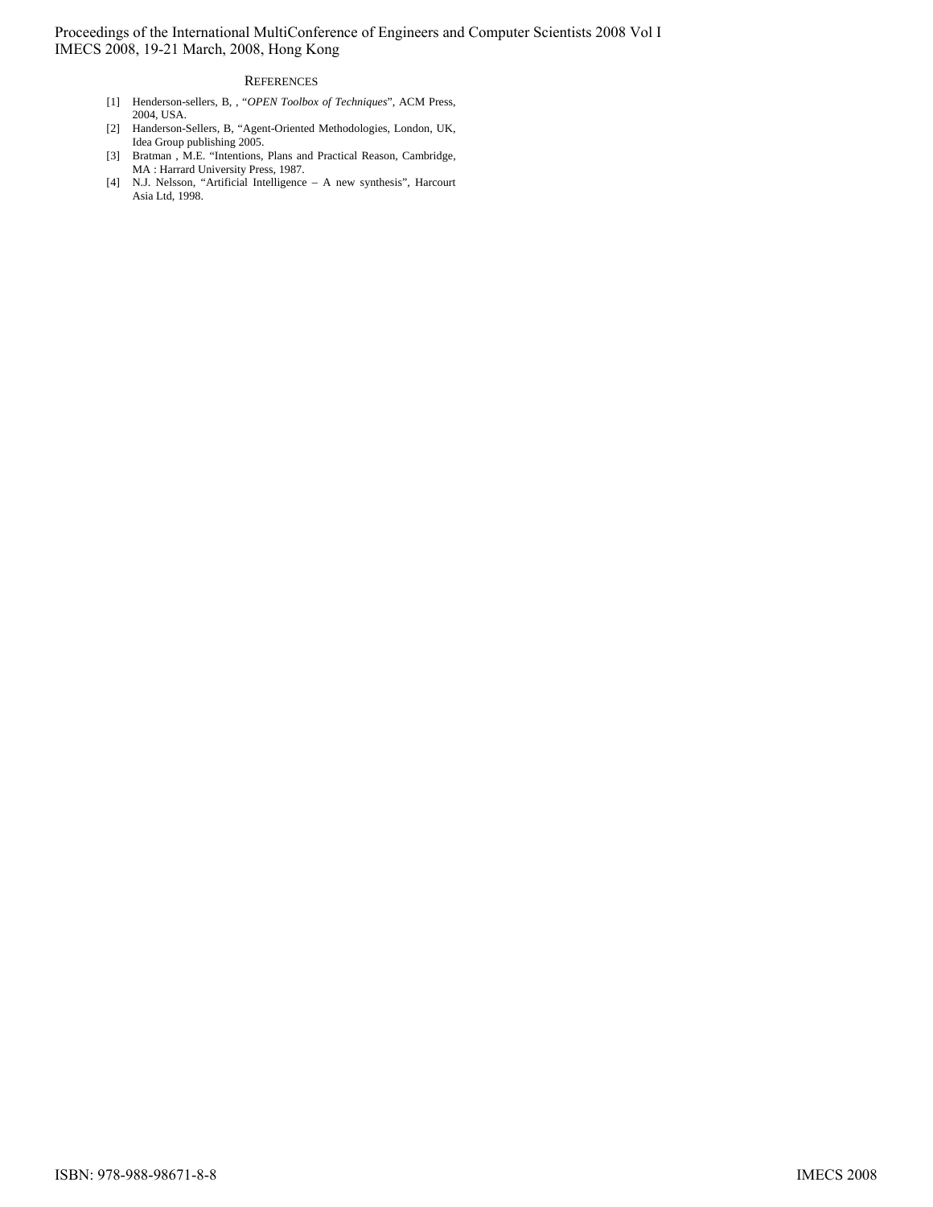## References

[1] Henderson-sellers, B, , "*OPEN Toolbox of Techniques*", ACM Press, 2004, USA.

[2] Handerson-Sellers, B, "Agent-Oriented Methodologies, London, UK, Idea Group publishing 2005.

[3] Bratman , M.E. "Intentions, Plans and Practical Reason, Cambridge, MA : Harrard University Press, 1987.

[4] N.J. Nelsson, "Artificial Intelligence – A new synthesis", Harcourt Asia Ltd, 1998.